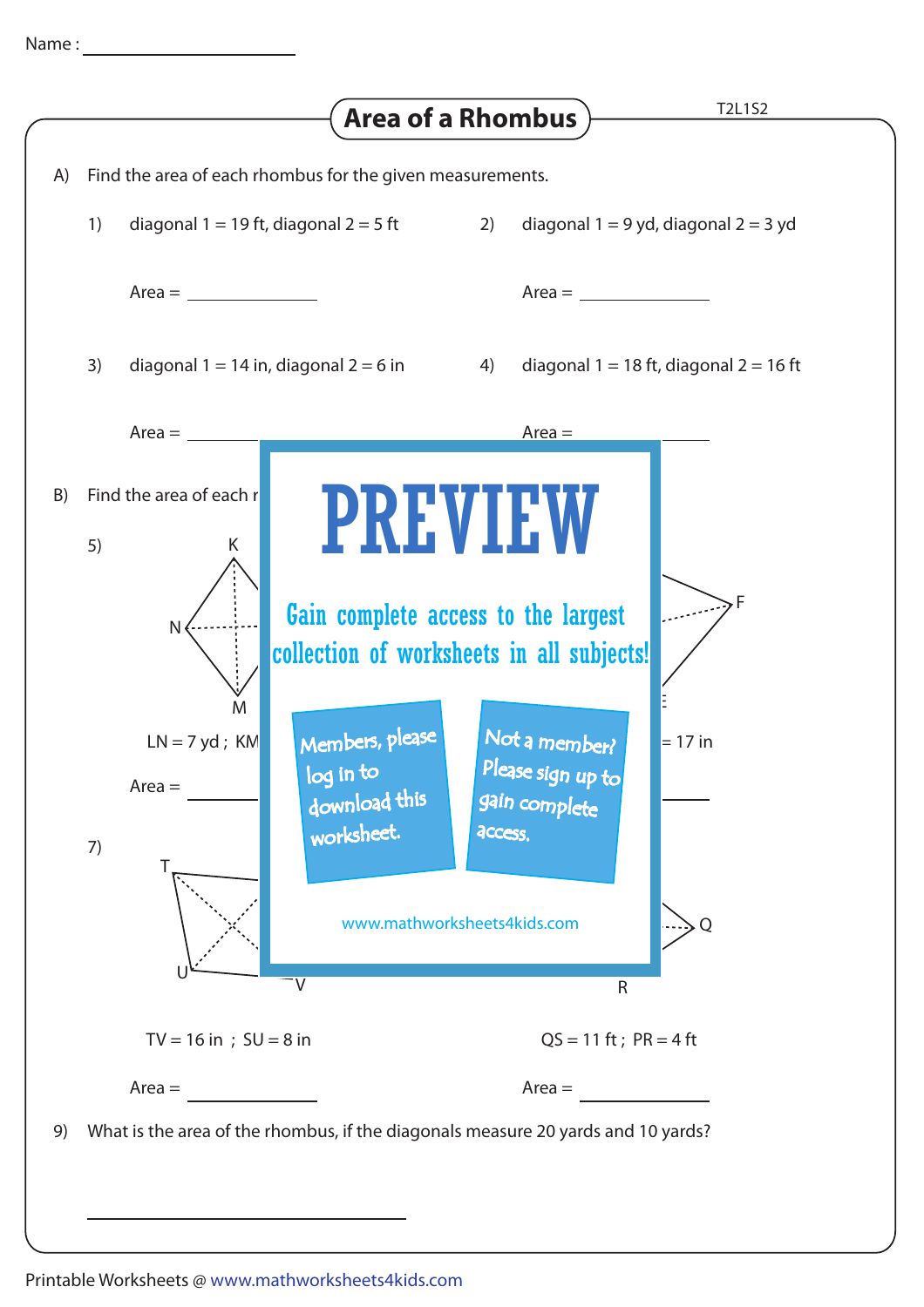Name : ____________________

## Area of a Rhombus

A) Find the area of each rhombus for the given measurements.

1) diagonal 1 = 19 ft, diagonal 2 = 5 ft

Area = ____________

2) diagonal 1 = 9 yd, diagonal 2 = 3 yd

Area = ____________

3) diagonal 1 = 14 in, diagonal 2 = 6 in

Area = ____________

4) diagonal 1 = 18 ft, diagonal 2 = 16 ft

Area = ____________

B) Find the area of each r

5) K N M

LN = 7 yd ; KM

Area = ____________

F E

= 17 in

7) T U V

TV = 16 in ; SU = 8 in

Area = ____________

Q R

QS = 11 ft ; PR = 4 ft

Area = ____________

**PREVIEW**

Gain complete access to the largest collection of worksheets in all subjects!

Members, please log in to download this worksheet.

Not a member? Please sign up to gain complete access.

www.mathworksheets4kids.com

9) What is the area of the rhombus, if the diagonals measure 20 yards and 10 yards?

____________________

Printable Worksheets @ www.mathworksheets4kids.com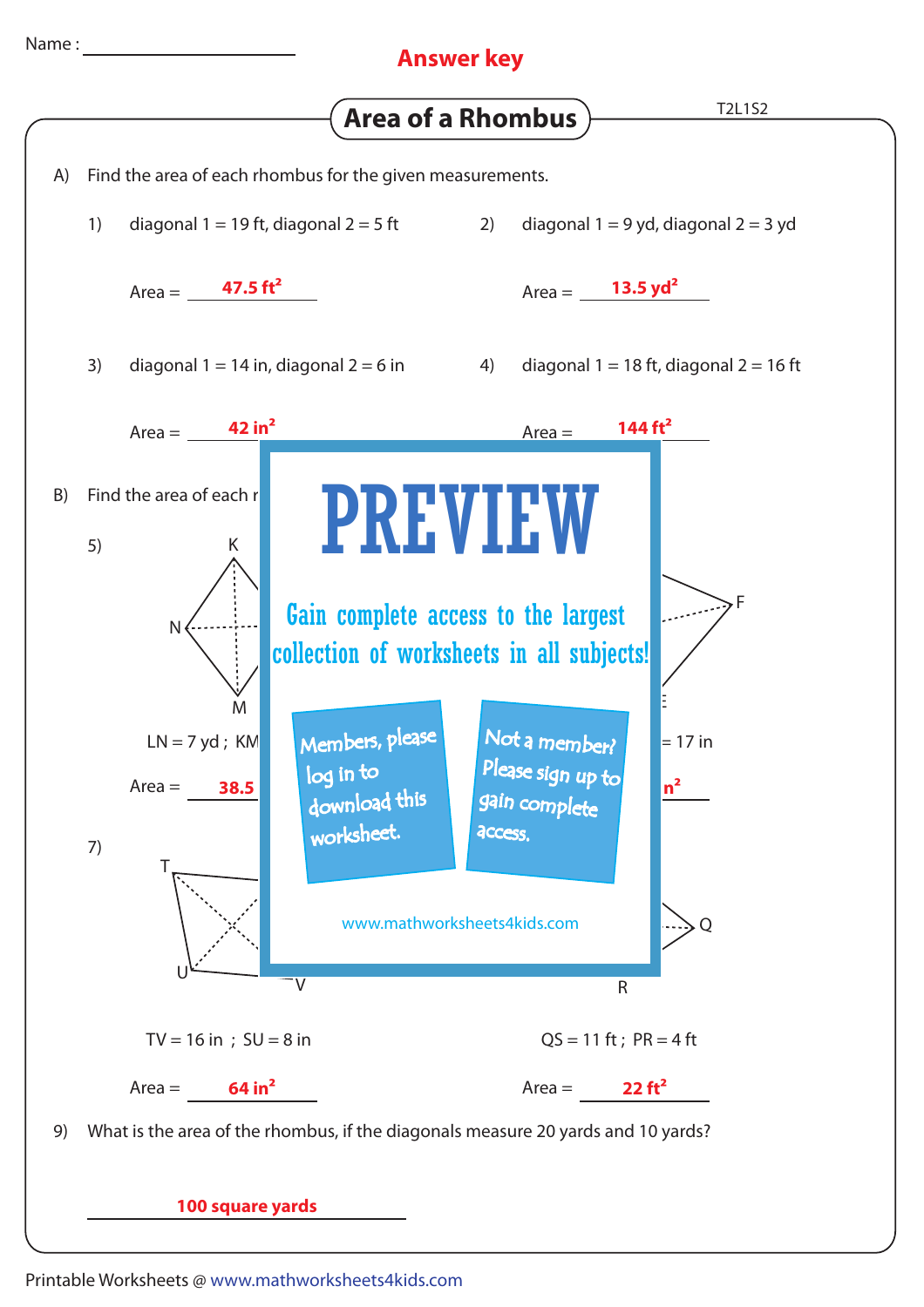Name : ____________________

**Answer key**

# Area of a Rhombus

T2L1S2

A) Find the area of each rhombus for the given measurements.

1) diagonal 1 = 19 ft, diagonal 2 = 5 ft

Area = **47.5 $ft^2$**

2) diagonal 1 = 9 yd, diagonal 2 = 3 yd

Area = **13.5 $yd^2$**

3) diagonal 1 = 14 in, diagonal 2 = 6 in

Area = **42 $in^2$**

4) diagonal 1 = 18 ft, diagonal 2 = 16 ft

Area = **144 $ft^2$**

B) Find the area of each r

5)

K

N

M

F

E

LN = 7 yd ; KM

= 17 in

Area = **38.5**

**$n^2$**

7)

T

U

V

Q

R

TV = 16 in ; SU = 8 in

Area = **64 $in^2$**

QS = 11 ft ; PR = 4 ft

Area = **22 $ft^2$**

PREVIEW

Gain complete access to the largest collection of worksheets in all subjects!

Members, please log in to download this worksheet.

Not a member? Please sign up to gain complete access.

www.mathworksheets4kids.com

9) What is the area of the rhombus, if the diagonals measure 20 yards and 10 yards?

**100 square yards**

Printable Worksheets @ www.mathworksheets4kids.com